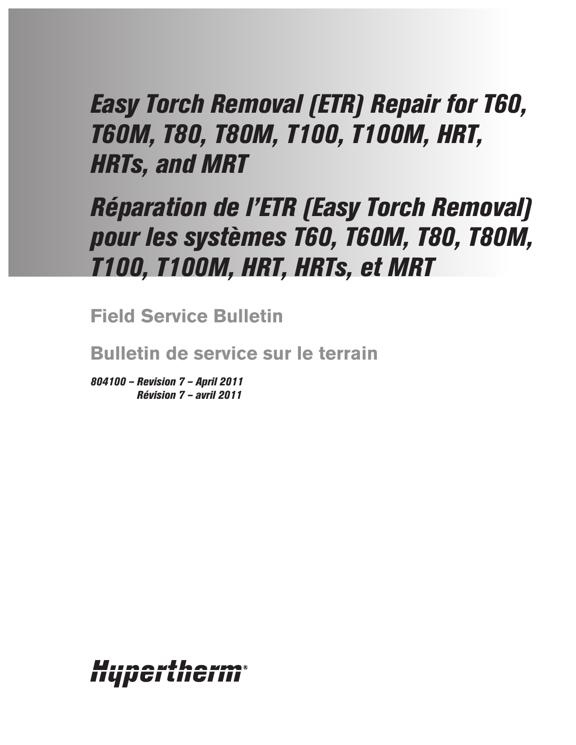# *Easy Torch Removal (ETR) Repair for T60, T60M, T80, T80M, T100, T100M, HRT, HRTs, and MRT*

# *Réparation de l'ETR (Easy Torch Removal) pour les systèmes T60, T60M, T80, T80M, T100, T100M, HRT, HRTs, et MRT*

## Field Service Bulletin

## Bulletin de service sur le terrain

***804100 – Revision 7 – April 2011***
***Révision 7 – avril 2011***

Hypertherm®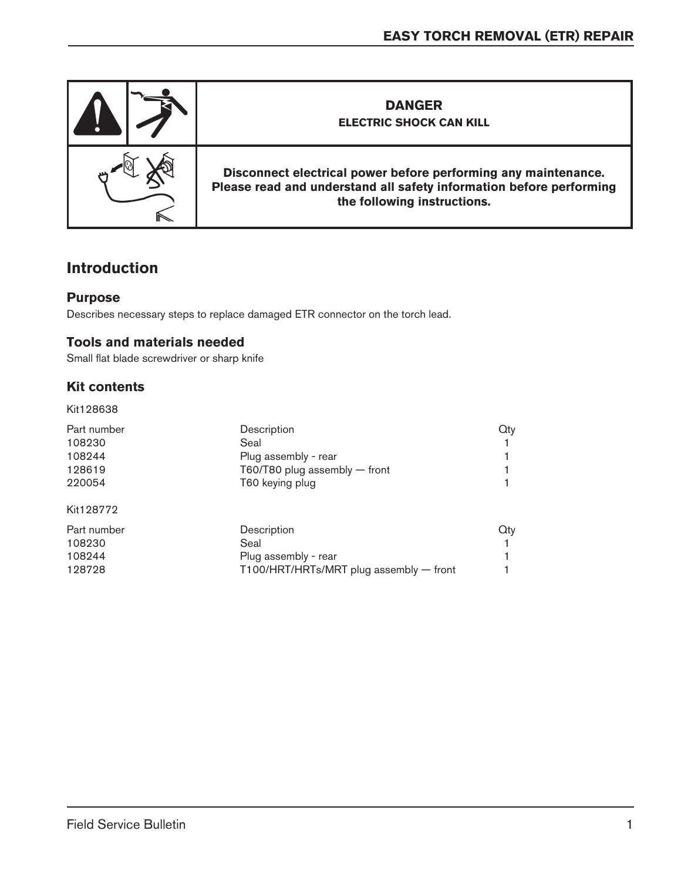**DANGER**

**ELECTRIC SHOCK CAN KILL**

**Disconnect electrical power before performing any maintenance. Please read and understand all safety information before performing the following instructions.**

## Introduction

### Purpose

Describes necessary steps to replace damaged ETR connector on the torch lead.

### Tools and materials needed

Small flat blade screwdriver or sharp knife

### Kit contents

Kit128638

| Part number | Description | Qty |
|---|---|---|
| 108230 | Seal | 1 |
| 108244 | Plug assembly - rear | 1 |
| 128619 | T60/T80 plug assembly — front | 1 |
| 220054 | T60 keying plug | 1 |

Kit128772

| Part number | Description | Qty |
|---|---|---|
| 108230 | Seal | 1 |
| 108244 | Plug assembly - rear | 1 |
| 128728 | T100/HRT/HRTs/MRT plug assembly — front | 1 |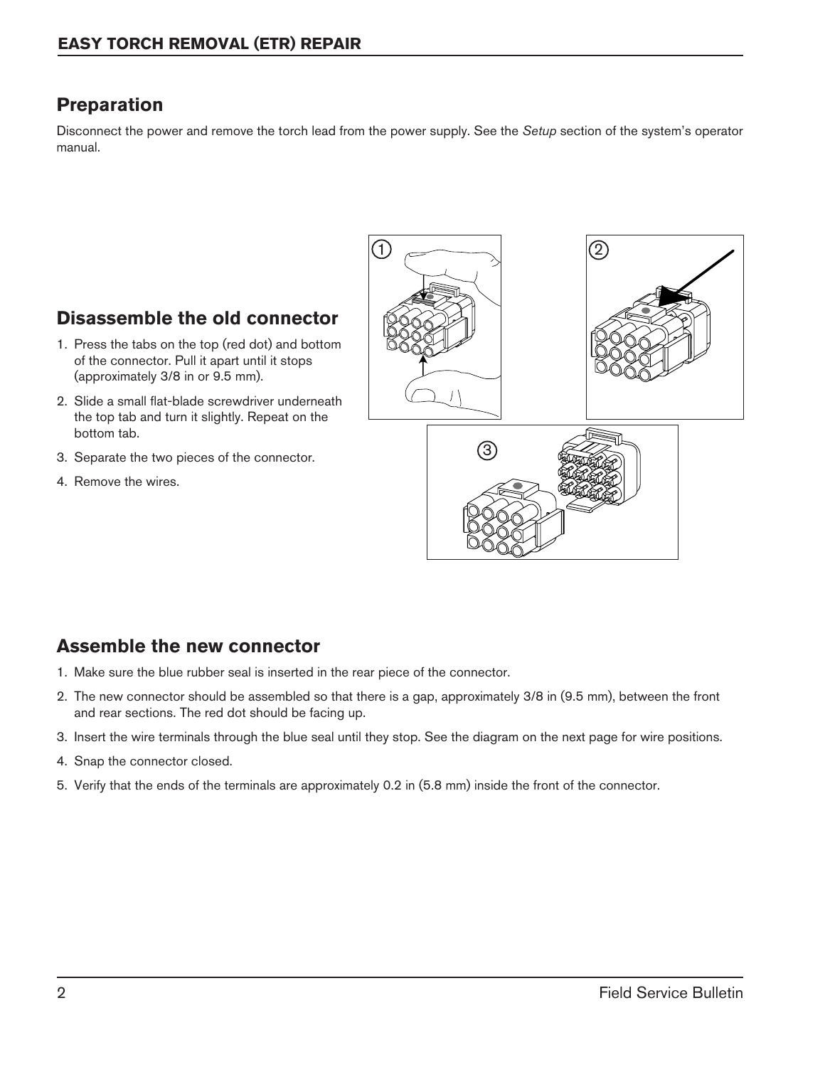## Preparation

Disconnect the power and remove the torch lead from the power supply. See the *Setup* section of the system's operator manual.

## Disassemble the old connector

1. Press the tabs on the top (red dot) and bottom of the connector. Pull it apart until it stops (approximately 3/8 in or 9.5 mm).
2. Slide a small flat-blade screwdriver underneath the top tab and turn it slightly. Repeat on the bottom tab.
3. Separate the two pieces of the connector.
4. Remove the wires.

## Assemble the new connector

1. Make sure the blue rubber seal is inserted in the rear piece of the connector.
2. The new connector should be assembled so that there is a gap, approximately 3/8 in (9.5 mm), between the front and rear sections. The red dot should be facing up.
3. Insert the wire terminals through the blue seal until they stop. See the diagram on the next page for wire positions.
4. Snap the connector closed.
5. Verify that the ends of the terminals are approximately 0.2 in (5.8 mm) inside the front of the connector.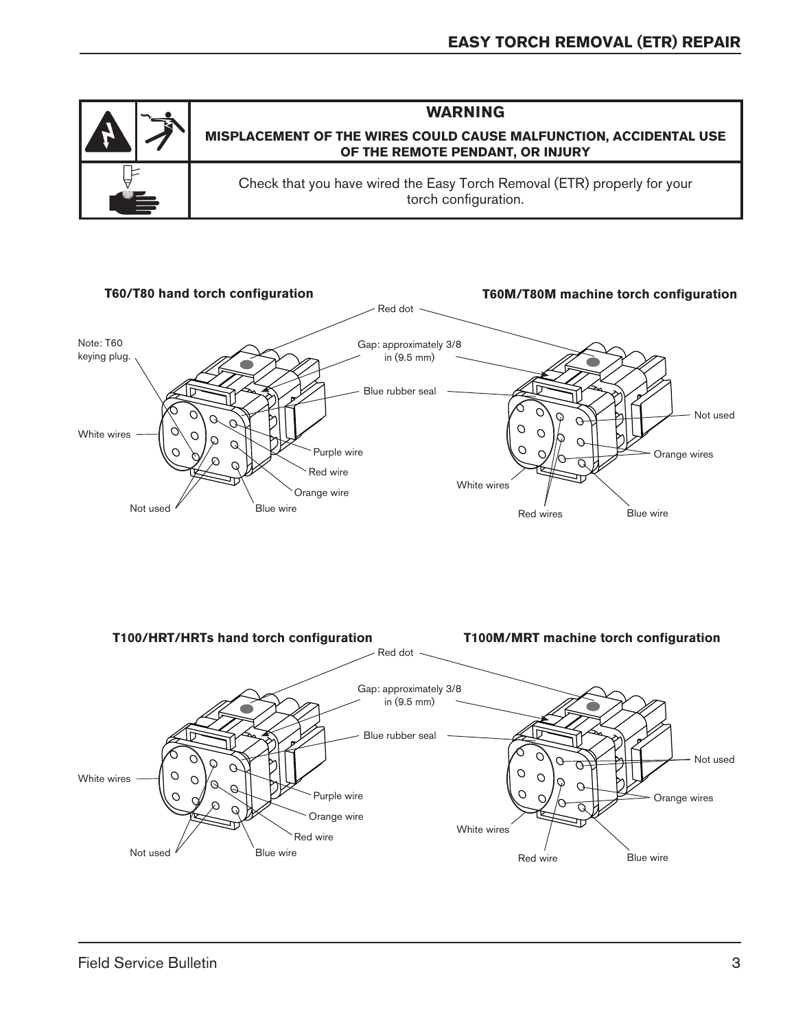## WARNING

**MISPLACEMENT OF THE WIRES COULD CAUSE MALFUNCTION, ACCIDENTAL USE OF THE REMOTE PENDANT, OR INJURY**

Check that you have wired the Easy Torch Removal (ETR) properly for your torch configuration.

**T60/T80 hand torch configuration**

Note: T60 keying plug.

Red dot

Gap: approximately 3/8 in (9.5 mm)

Blue rubber seal

White wires

Purple wire

Red wire

Orange wire

Not used

Blue wire

**T60M/T80M machine torch configuration**

Not used

Orange wires

White wires

Red wires

Blue wire

**T100/HRT/HRTs hand torch configuration**

Red dot

Gap: approximately 3/8 in (9.5 mm)

Blue rubber seal

White wires

Purple wire

Orange wire

Red wire

Not used

Blue wire

**T100M/MRT machine torch configuration**

Not used

Orange wires

White wires

Red wire

Blue wire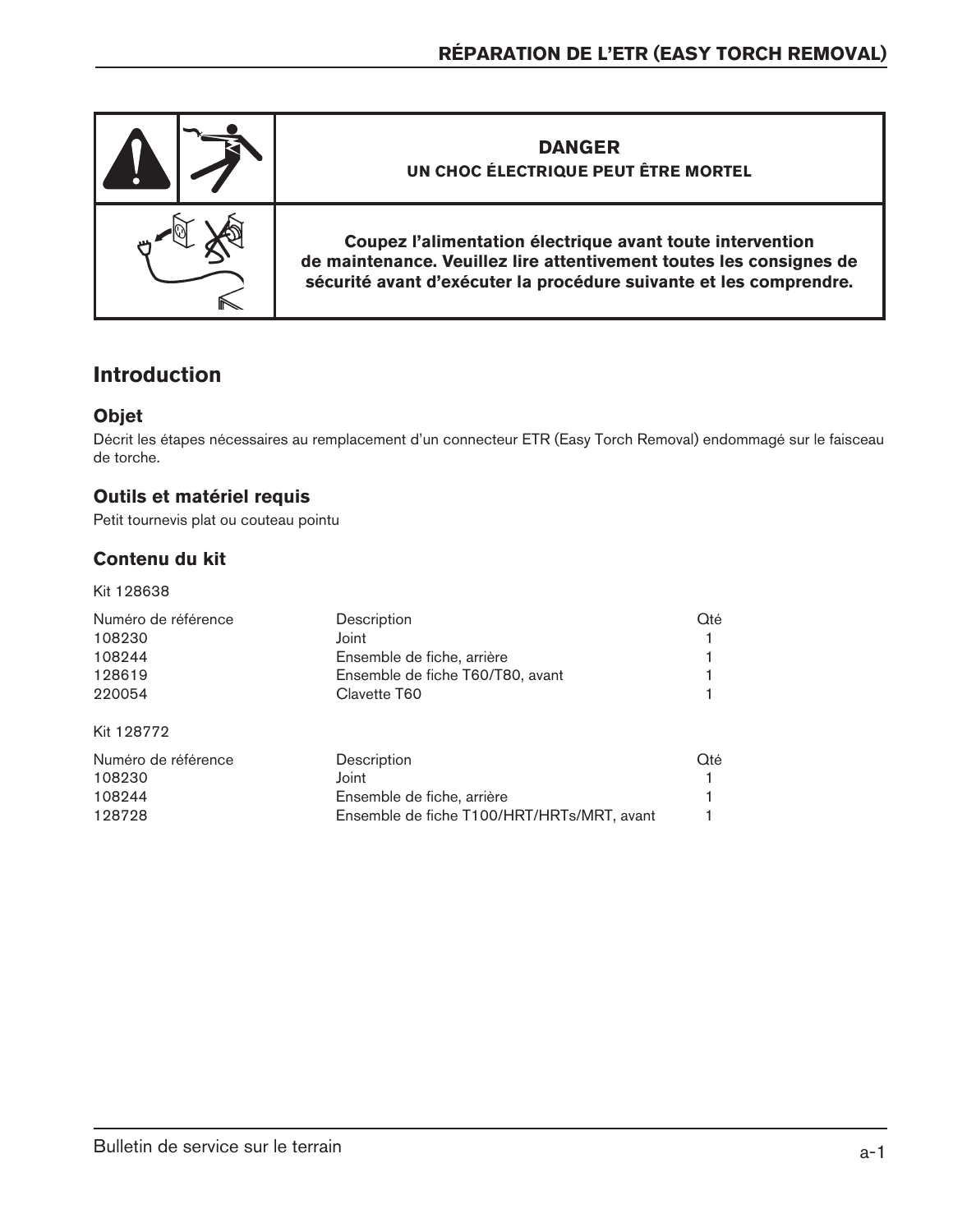| | DANGER<br>UN CHOC ÉLECTRIQUE PEUT ÊTRE MORTEL |
|---|---|
| | **Coupez l'alimentation électrique avant toute intervention de maintenance. Veuillez lire attentivement toutes les consignes de sécurité avant d'exécuter la procédure suivante et les comprendre.** |

## Introduction

### Objet

Décrit les étapes nécessaires au remplacement d'un connecteur ETR (Easy Torch Removal) endommagé sur le faisceau de torche.

### Outils et matériel requis

Petit tournevis plat ou couteau pointu

### Contenu du kit

Kit 128638

| Numéro de référence | Description | Qté |
|---|---|---|
| 108230 | Joint | 1 |
| 108244 | Ensemble de fiche, arrière | 1 |
| 128619 | Ensemble de fiche T60/T80, avant | 1 |
| 220054 | Clavette T60 | 1 |

Kit 128772

| Numéro de référence | Description | Qté |
|---|---|---|
| 108230 | Joint | 1 |
| 108244 | Ensemble de fiche, arrière | 1 |
| 128728 | Ensemble de fiche T100/HRT/HRTs/MRT, avant | 1 |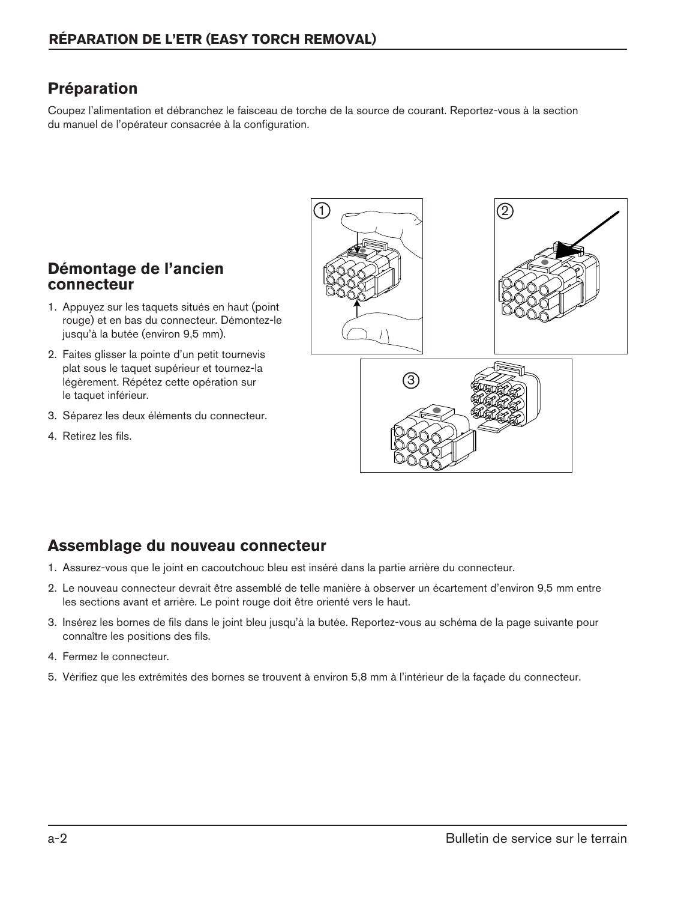## Préparation

Coupez l'alimentation et débranchez le faisceau de torche de la source de courant. Reportez-vous à la section du manuel de l'opérateur consacrée à la configuration.

## Démontage de l'ancien connecteur

1. Appuyez sur les taquets situés en haut (point rouge) et en bas du connecteur. Démontez-le jusqu'à la butée (environ 9,5 mm).
2. Faites glisser la pointe d'un petit tournevis plat sous le taquet supérieur et tournez-la légèrement. Répétez cette opération sur le taquet inférieur.
3. Séparez les deux éléments du connecteur.
4. Retirez les fils.

## Assemblage du nouveau connecteur

1. Assurez-vous que le joint en cacoutchouc bleu est inséré dans la partie arrière du connecteur.
2. Le nouveau connecteur devrait être assemblé de telle manière à observer un écartement d'environ 9,5 mm entre les sections avant et arrière. Le point rouge doit être orienté vers le haut.
3. Insérez les bornes de fils dans le joint bleu jusqu'à la butée. Reportez-vous au schéma de la page suivante pour connaître les positions des fils.
4. Fermez le connecteur.
5. Vérifiez que les extrémités des bornes se trouvent à environ 5,8 mm à l'intérieur de la façade du connecteur.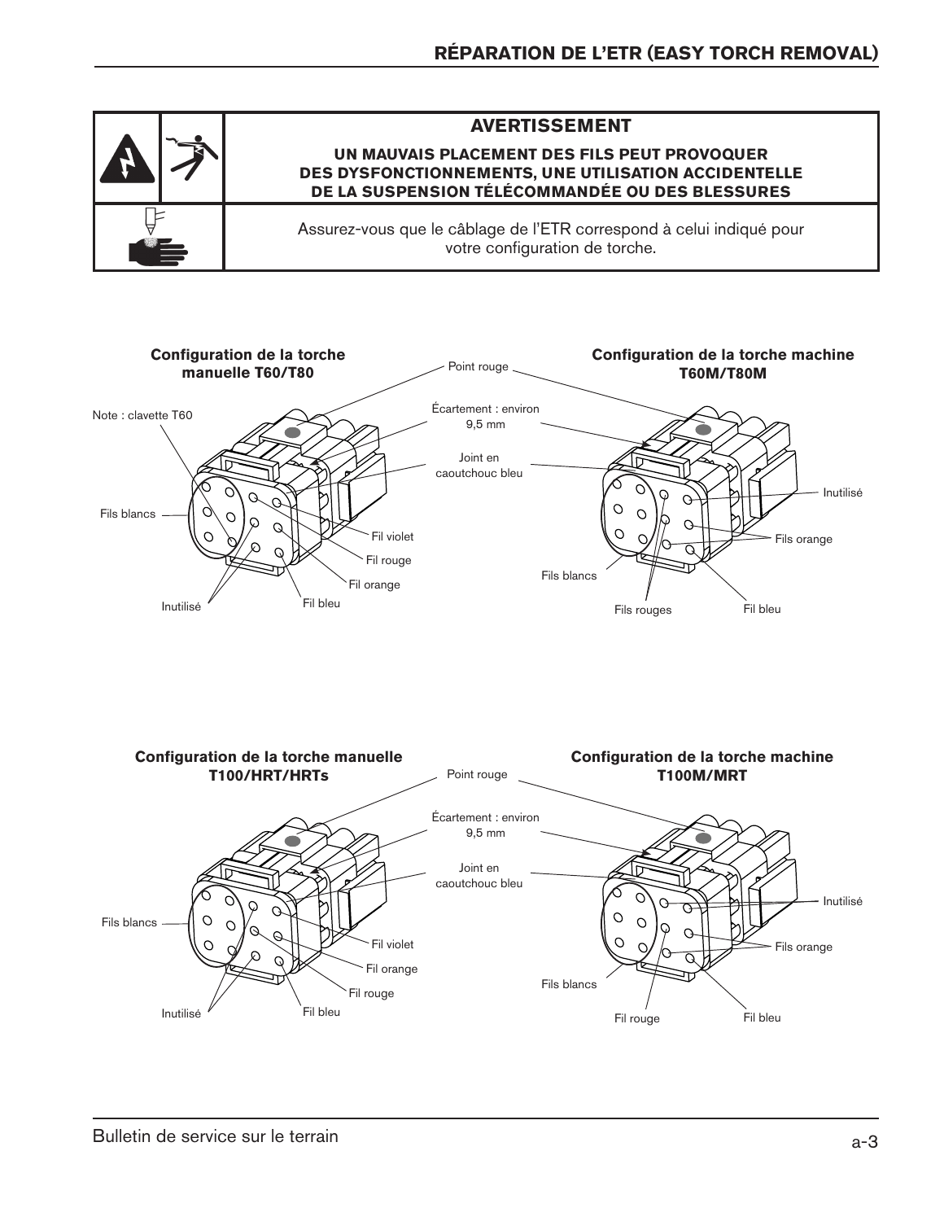## AVERTISSEMENT

**UN MAUVAIS PLACEMENT DES FILS PEUT PROVOQUER DES DYSFONCTIONNEMENTS, UNE UTILISATION ACCIDENTELLE DE LA SUSPENSION TÉLÉCOMMANDÉE OU DES BLESSURES**

Assurez-vous que le câblage de l'ETR correspond à celui indiqué pour votre configuration de torche.

**Configuration de la torche manuelle T60/T80**

Note : clavette T60

Point rouge

Écartement : environ 9,5 mm

Joint en caoutchouc bleu

Fils blancs

Fil violet

Fil rouge

Fil orange

Fil bleu

Inutilisé

**Configuration de la torche machine T60M/T80M**

Inutilisé

Fils orange

Fils blancs

Fils rouges

Fil bleu

**Configuration de la torche manuelle T100/HRT/HRTs**

Point rouge

Écartement : environ 9,5 mm

Joint en caoutchouc bleu

Fils blancs

Fil violet

Fil orange

Fil rouge

Fil bleu

Inutilisé

**Configuration de la torche machine T100M/MRT**

Inutilisé

Fils orange

Fils blancs

Fil rouge

Fil bleu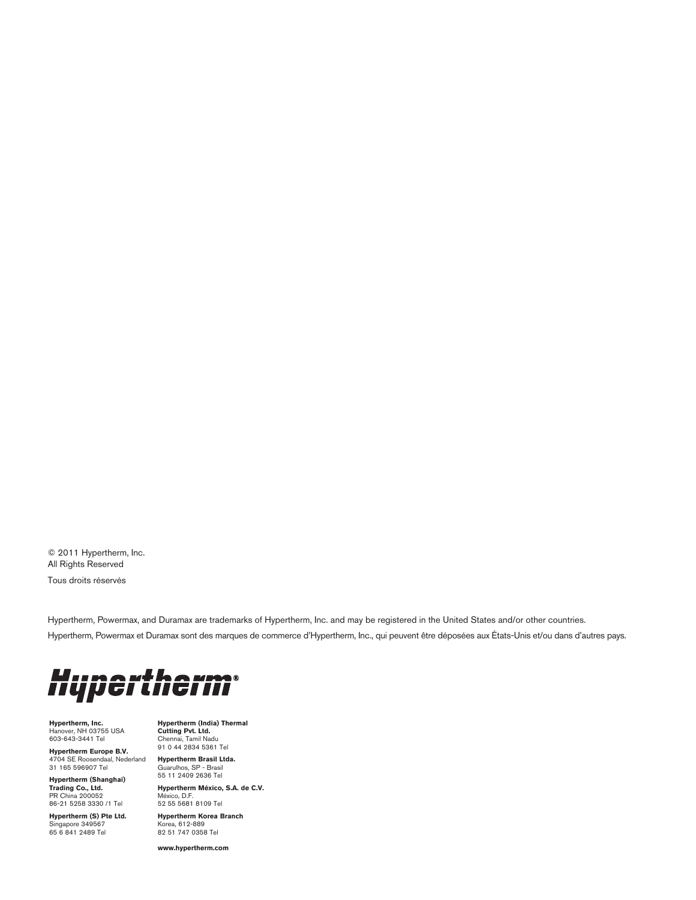© 2011 Hypertherm, Inc.
All Rights Reserved

Tous droits réservés

Hypertherm, Powermax, and Duramax are trademarks of Hypertherm, Inc. and may be registered in the United States and/or other countries.

Hypertherm, Powermax et Duramax sont des marques de commerce d'Hypertherm, Inc., qui peuvent être déposées aux États-Unis et/ou dans d'autres pays.

Hypertherm®

**Hypertherm, Inc.**
Hanover, NH 03755 USA
603-643-3441 Tel

**Hypertherm Europe B.V.**
4704 SE Roosendaal, Nederland
31 165 596907 Tel

**Hypertherm (Shanghai) Trading Co., Ltd.**
PR China 200052
86-21 5258 3330 /1 Tel

**Hypertherm (S) Pte Ltd.**
Singapore 349567
65 6 841 2489 Tel

**Hypertherm (India) Thermal Cutting Pvt. Ltd.**
Chennai, Tamil Nadu
91 0 44 2834 5361 Tel

**Hypertherm Brasil Ltda.**
Guarulhos, SP - Brasil
55 11 2409 2636 Tel

**Hypertherm México, S.A. de C.V.**
México, D.F.
52 55 5681 8109 Tel

**Hypertherm Korea Branch**
Korea, 612-889
82 51 747 0358 Tel

**www.hypertherm.com**